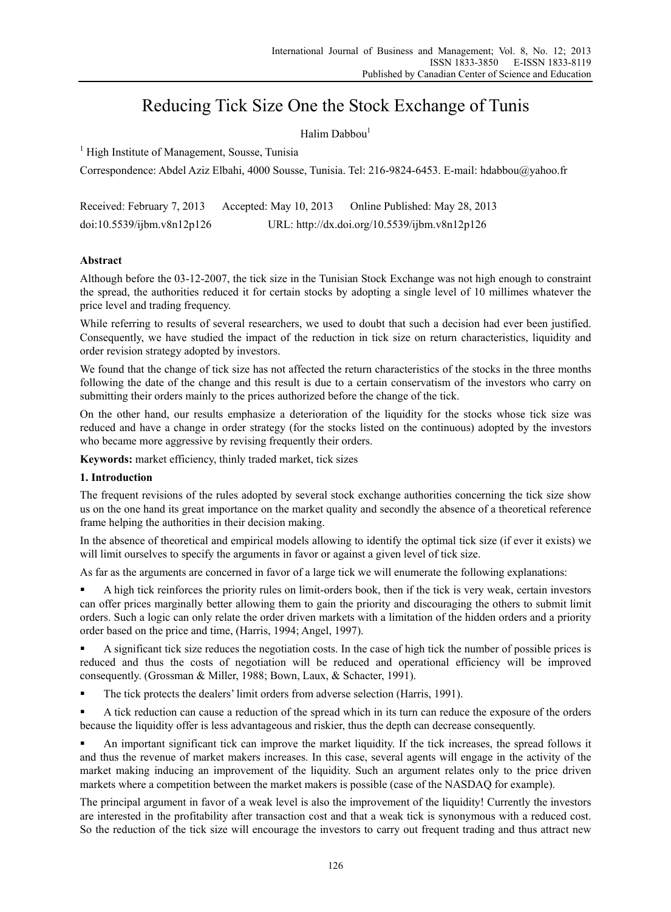# Reducing Tick Size One the Stock Exchange of Tunis

Halim Dabbou[1]

[1] High Institute of Management, Sousse, Tunisia

Correspondence: Abdel Aziz Elbahi, 4000 Sousse, Tunisia. Tel: 216-9824-6453. E-mail: hdabbou@yahoo.fr

Received: February 7, 2013 Accepted: May 10, 2013 Online Published: May 28, 2013

doi:10.5539/ijbm.v8n12p126 URL: http://dx.doi.org/10.5539/ijbm.v8n12p126

## Abstract

Although before the 03-12-2007, the tick size in the Tunisian Stock Exchange was not high enough to constraint the spread, the authorities reduced it for certain stocks by adopting a single level of 10 millimes whatever the price level and trading frequency.

While referring to results of several researchers, we used to doubt that such a decision had ever been justified. Consequently, we have studied the impact of the reduction in tick size on return characteristics, liquidity and order revision strategy adopted by investors.

We found that the change of tick size has not affected the return characteristics of the stocks in the three months following the date of the change and this result is due to a certain conservatism of the investors who carry on submitting their orders mainly to the prices authorized before the change of the tick.

On the other hand, our results emphasize a deterioration of the liquidity for the stocks whose tick size was reduced and have a change in order strategy (for the stocks listed on the continuous) adopted by the investors who became more aggressive by revising frequently their orders.

**Keywords:** market efficiency, thinly traded market, tick sizes

## 1. Introduction

The frequent revisions of the rules adopted by several stock exchange authorities concerning the tick size show us on the one hand its great importance on the market quality and secondly the absence of a theoretical reference frame helping the authorities in their decision making.

In the absence of theoretical and empirical models allowing to identify the optimal tick size (if ever it exists) we will limit ourselves to specify the arguments in favor or against a given level of tick size.

As far as the arguments are concerned in favor of a large tick we will enumerate the following explanations:

- A high tick reinforces the priority rules on limit-orders book, then if the tick is very weak, certain investors can offer prices marginally better allowing them to gain the priority and discouraging the others to submit limit orders. Such a logic can only relate the order driven markets with a limitation of the hidden orders and a priority order based on the price and time, (Harris, 1994; Angel, 1997).
- A significant tick size reduces the negotiation costs. In the case of high tick the number of possible prices is reduced and thus the costs of negotiation will be reduced and operational efficiency will be improved consequently. (Grossman & Miller, 1988; Bown, Laux, & Schacter, 1991).
- The tick protects the dealers' limit orders from adverse selection (Harris, 1991).
- A tick reduction can cause a reduction of the spread which in its turn can reduce the exposure of the orders because the liquidity offer is less advantageous and riskier, thus the depth can decrease consequently.
- An important significant tick can improve the market liquidity. If the tick increases, the spread follows it and thus the revenue of market makers increases. In this case, several agents will engage in the activity of the market making inducing an improvement of the liquidity. Such an argument relates only to the price driven markets where a competition between the market makers is possible (case of the NASDAQ for example).

The principal argument in favor of a weak level is also the improvement of the liquidity! Currently the investors are interested in the profitability after transaction cost and that a weak tick is synonymous with a reduced cost. So the reduction of the tick size will encourage the investors to carry out frequent trading and thus attract new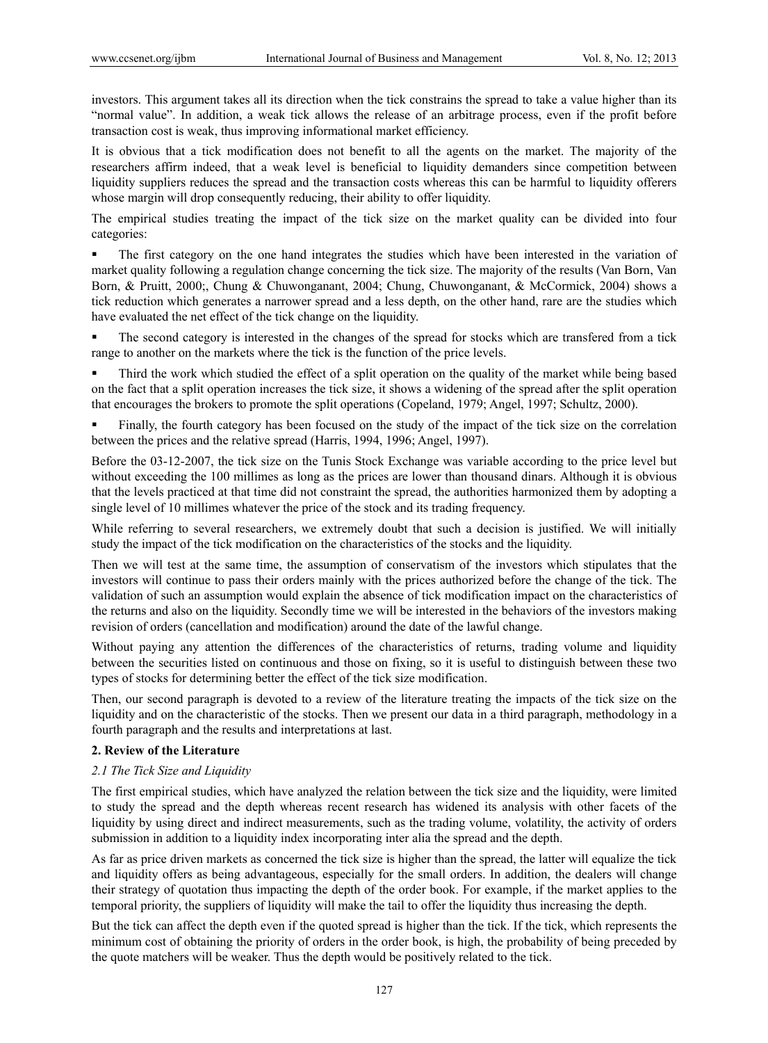investors. This argument takes all its direction when the tick constrains the spread to take a value higher than its "normal value". In addition, a weak tick allows the release of an arbitrage process, even if the profit before transaction cost is weak, thus improving informational market efficiency.

It is obvious that a tick modification does not benefit to all the agents on the market. The majority of the researchers affirm indeed, that a weak level is beneficial to liquidity demanders since competition between liquidity suppliers reduces the spread and the transaction costs whereas this can be harmful to liquidity offerers whose margin will drop consequently reducing, their ability to offer liquidity.

The empirical studies treating the impact of the tick size on the market quality can be divided into four categories:

- The first category on the one hand integrates the studies which have been interested in the variation of market quality following a regulation change concerning the tick size. The majority of the results (Van Born, Van Born, & Pruitt, 2000;, Chung & Chuwonganant, 2004; Chung, Chuwonganant, & McCormick, 2004) shows a tick reduction which generates a narrower spread and a less depth, on the other hand, rare are the studies which have evaluated the net effect of the tick change on the liquidity.
- The second category is interested in the changes of the spread for stocks which are transfered from a tick range to another on the markets where the tick is the function of the price levels.
- Third the work which studied the effect of a split operation on the quality of the market while being based on the fact that a split operation increases the tick size, it shows a widening of the spread after the split operation that encourages the brokers to promote the split operations (Copeland, 1979; Angel, 1997; Schultz, 2000).
- Finally, the fourth category has been focused on the study of the impact of the tick size on the correlation between the prices and the relative spread (Harris, 1994, 1996; Angel, 1997).

Before the 03-12-2007, the tick size on the Tunis Stock Exchange was variable according to the price level but without exceeding the 100 millimes as long as the prices are lower than thousand dinars. Although it is obvious that the levels practiced at that time did not constraint the spread, the authorities harmonized them by adopting a single level of 10 millimes whatever the price of the stock and its trading frequency.

While referring to several researchers, we extremely doubt that such a decision is justified. We will initially study the impact of the tick modification on the characteristics of the stocks and the liquidity.

Then we will test at the same time, the assumption of conservatism of the investors which stipulates that the investors will continue to pass their orders mainly with the prices authorized before the change of the tick. The validation of such an assumption would explain the absence of tick modification impact on the characteristics of the returns and also on the liquidity. Secondly time we will be interested in the behaviors of the investors making revision of orders (cancellation and modification) around the date of the lawful change.

Without paying any attention the differences of the characteristics of returns, trading volume and liquidity between the securities listed on continuous and those on fixing, so it is useful to distinguish between these two types of stocks for determining better the effect of the tick size modification.

Then, our second paragraph is devoted to a review of the literature treating the impacts of the tick size on the liquidity and on the characteristic of the stocks. Then we present our data in a third paragraph, methodology in a fourth paragraph and the results and interpretations at last.

## 2. Review of the Literature

### *2.1 The Tick Size and Liquidity*

The first empirical studies, which have analyzed the relation between the tick size and the liquidity, were limited to study the spread and the depth whereas recent research has widened its analysis with other facets of the liquidity by using direct and indirect measurements, such as the trading volume, volatility, the activity of orders submission in addition to a liquidity index incorporating inter alia the spread and the depth.

As far as price driven markets as concerned the tick size is higher than the spread, the latter will equalize the tick and liquidity offers as being advantageous, especially for the small orders. In addition, the dealers will change their strategy of quotation thus impacting the depth of the order book. For example, if the market applies to the temporal priority, the suppliers of liquidity will make the tail to offer the liquidity thus increasing the depth.

But the tick can affect the depth even if the quoted spread is higher than the tick. If the tick, which represents the minimum cost of obtaining the priority of orders in the order book, is high, the probability of being preceded by the quote matchers will be weaker. Thus the depth would be positively related to the tick.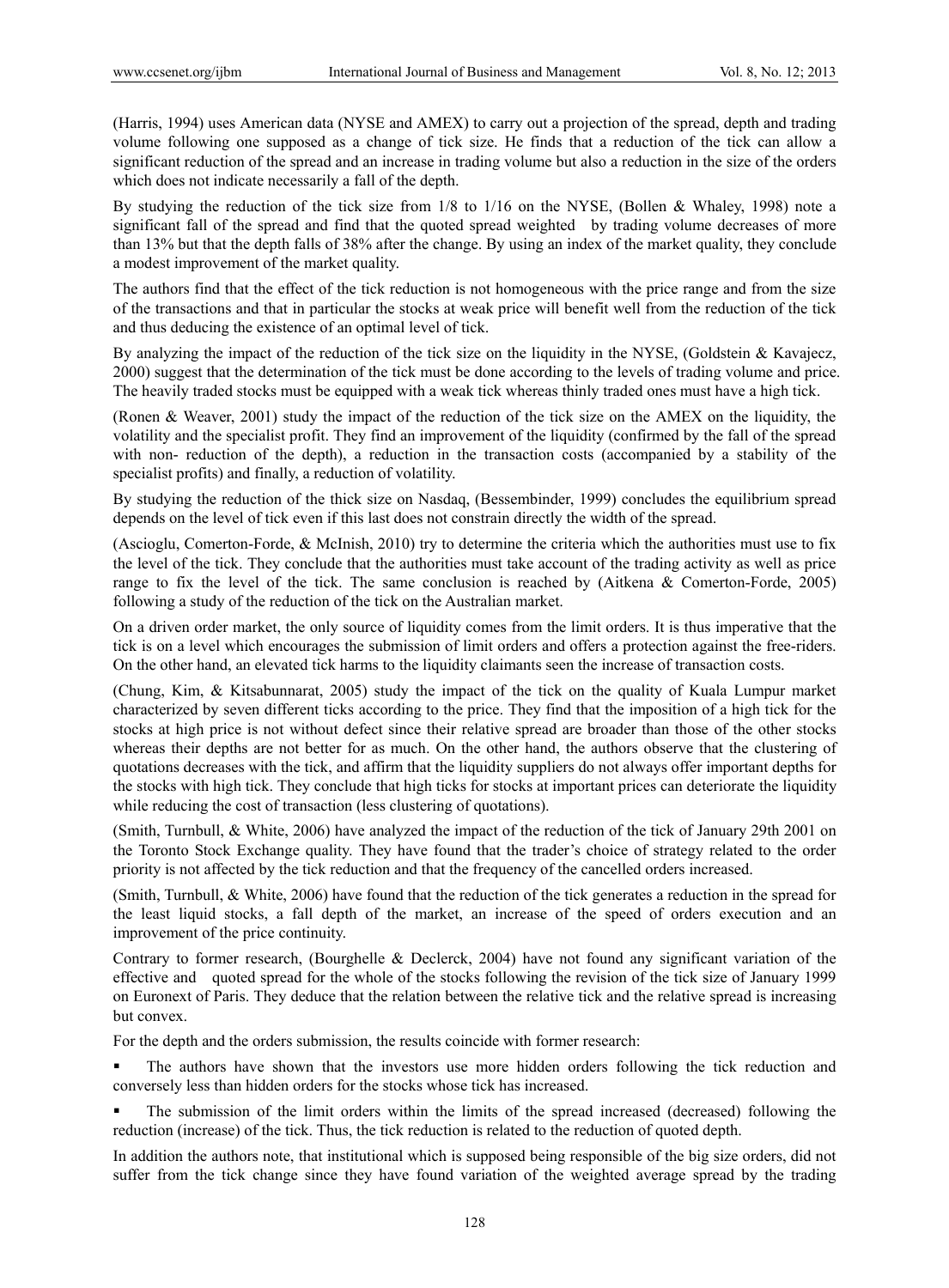(Harris, 1994) uses American data (NYSE and AMEX) to carry out a projection of the spread, depth and trading volume following one supposed as a change of tick size. He finds that a reduction of the tick can allow a significant reduction of the spread and an increase in trading volume but also a reduction in the size of the orders which does not indicate necessarily a fall of the depth.

By studying the reduction of the tick size from 1/8 to 1/16 on the NYSE, (Bollen & Whaley, 1998) note a significant fall of the spread and find that the quoted spread weighted by trading volume decreases of more than 13% but that the depth falls of 38% after the change. By using an index of the market quality, they conclude a modest improvement of the market quality.

The authors find that the effect of the tick reduction is not homogeneous with the price range and from the size of the transactions and that in particular the stocks at weak price will benefit well from the reduction of the tick and thus deducing the existence of an optimal level of tick.

By analyzing the impact of the reduction of the tick size on the liquidity in the NYSE, (Goldstein & Kavajecz, 2000) suggest that the determination of the tick must be done according to the levels of trading volume and price. The heavily traded stocks must be equipped with a weak tick whereas thinly traded ones must have a high tick.

(Ronen & Weaver, 2001) study the impact of the reduction of the tick size on the AMEX on the liquidity, the volatility and the specialist profit. They find an improvement of the liquidity (confirmed by the fall of the spread with non- reduction of the depth), a reduction in the transaction costs (accompanied by a stability of the specialist profits) and finally, a reduction of volatility.

By studying the reduction of the thick size on Nasdaq, (Bessembinder, 1999) concludes the equilibrium spread depends on the level of tick even if this last does not constrain directly the width of the spread.

(Ascioglu, Comerton-Forde, & McInish, 2010) try to determine the criteria which the authorities must use to fix the level of the tick. They conclude that the authorities must take account of the trading activity as well as price range to fix the level of the tick. The same conclusion is reached by (Aitkena & Comerton-Forde, 2005) following a study of the reduction of the tick on the Australian market.

On a driven order market, the only source of liquidity comes from the limit orders. It is thus imperative that the tick is on a level which encourages the submission of limit orders and offers a protection against the free-riders. On the other hand, an elevated tick harms to the liquidity claimants seen the increase of transaction costs.

(Chung, Kim, & Kitsabunnarat, 2005) study the impact of the tick on the quality of Kuala Lumpur market characterized by seven different ticks according to the price. They find that the imposition of a high tick for the stocks at high price is not without defect since their relative spread are broader than those of the other stocks whereas their depths are not better for as much. On the other hand, the authors observe that the clustering of quotations decreases with the tick, and affirm that the liquidity suppliers do not always offer important depths for the stocks with high tick. They conclude that high ticks for stocks at important prices can deteriorate the liquidity while reducing the cost of transaction (less clustering of quotations).

(Smith, Turnbull, & White, 2006) have analyzed the impact of the reduction of the tick of January 29th 2001 on the Toronto Stock Exchange quality. They have found that the trader's choice of strategy related to the order priority is not affected by the tick reduction and that the frequency of the cancelled orders increased.

(Smith, Turnbull, & White, 2006) have found that the reduction of the tick generates a reduction in the spread for the least liquid stocks, a fall depth of the market, an increase of the speed of orders execution and an improvement of the price continuity.

Contrary to former research, (Bourghelle & Declerck, 2004) have not found any significant variation of the effective and quoted spread for the whole of the stocks following the revision of the tick size of January 1999 on Euronext of Paris. They deduce that the relation between the relative tick and the relative spread is increasing but convex.

For the depth and the orders submission, the results coincide with former research:

- The authors have shown that the investors use more hidden orders following the tick reduction and conversely less than hidden orders for the stocks whose tick has increased.
- The submission of the limit orders within the limits of the spread increased (decreased) following the reduction (increase) of the tick. Thus, the tick reduction is related to the reduction of quoted depth.

In addition the authors note, that institutional which is supposed being responsible of the big size orders, did not suffer from the tick change since they have found variation of the weighted average spread by the trading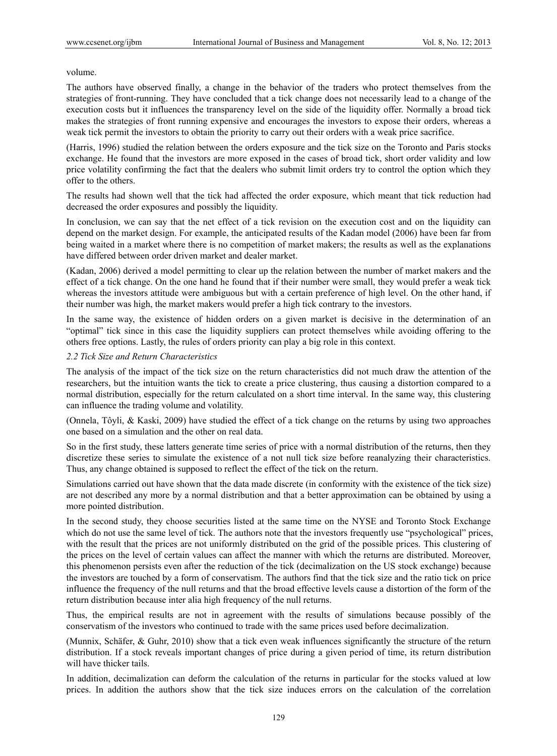volume.

The authors have observed finally, a change in the behavior of the traders who protect themselves from the strategies of front-running. They have concluded that a tick change does not necessarily lead to a change of the execution costs but it influences the transparency level on the side of the liquidity offer. Normally a broad tick makes the strategies of front running expensive and encourages the investors to expose their orders, whereas a weak tick permit the investors to obtain the priority to carry out their orders with a weak price sacrifice.

(Harris, 1996) studied the relation between the orders exposure and the tick size on the Toronto and Paris stocks exchange. He found that the investors are more exposed in the cases of broad tick, short order validity and low price volatility confirming the fact that the dealers who submit limit orders try to control the option which they offer to the others.

The results had shown well that the tick had affected the order exposure, which meant that tick reduction had decreased the order exposures and possibly the liquidity.

In conclusion, we can say that the net effect of a tick revision on the execution cost and on the liquidity can depend on the market design. For example, the anticipated results of the Kadan model (2006) have been far from being waited in a market where there is no competition of market makers; the results as well as the explanations have differed between order driven market and dealer market.

(Kadan, 2006) derived a model permitting to clear up the relation between the number of market makers and the effect of a tick change. On the one hand he found that if their number were small, they would prefer a weak tick whereas the investors attitude were ambiguous but with a certain preference of high level. On the other hand, if their number was high, the market makers would prefer a high tick contrary to the investors.

In the same way, the existence of hidden orders on a given market is decisive in the determination of an "optimal" tick since in this case the liquidity suppliers can protect themselves while avoiding offering to the others free options. Lastly, the rules of orders priority can play a big role in this context.

### *2.2 Tick Size and Return Characteristics*

The analysis of the impact of the tick size on the return characteristics did not much draw the attention of the researchers, but the intuition wants the tick to create a price clustering, thus causing a distortion compared to a normal distribution, especially for the return calculated on a short time interval. In the same way, this clustering can influence the trading volume and volatility.

(Onnela, Tôyli, & Kaski, 2009) have studied the effect of a tick change on the returns by using two approaches one based on a simulation and the other on real data.

So in the first study, these latters generate time series of price with a normal distribution of the returns, then they discretize these series to simulate the existence of a not null tick size before reanalyzing their characteristics. Thus, any change obtained is supposed to reflect the effect of the tick on the return.

Simulations carried out have shown that the data made discrete (in conformity with the existence of the tick size) are not described any more by a normal distribution and that a better approximation can be obtained by using a more pointed distribution.

In the second study, they choose securities listed at the same time on the NYSE and Toronto Stock Exchange which do not use the same level of tick. The authors note that the investors frequently use "psychological" prices, with the result that the prices are not uniformly distributed on the grid of the possible prices. This clustering of the prices on the level of certain values can affect the manner with which the returns are distributed. Moreover, this phenomenon persists even after the reduction of the tick (decimalization on the US stock exchange) because the investors are touched by a form of conservatism. The authors find that the tick size and the ratio tick on price influence the frequency of the null returns and that the broad effective levels cause a distortion of the form of the return distribution because inter alia high frequency of the null returns.

Thus, the empirical results are not in agreement with the results of simulations because possibly of the conservatism of the investors who continued to trade with the same prices used before decimalization.

(Munnix, Schäfer, & Guhr, 2010) show that a tick even weak influences significantly the structure of the return distribution. If a stock reveals important changes of price during a given period of time, its return distribution will have thicker tails.

In addition, decimalization can deform the calculation of the returns in particular for the stocks valued at low prices. In addition the authors show that the tick size induces errors on the calculation of the correlation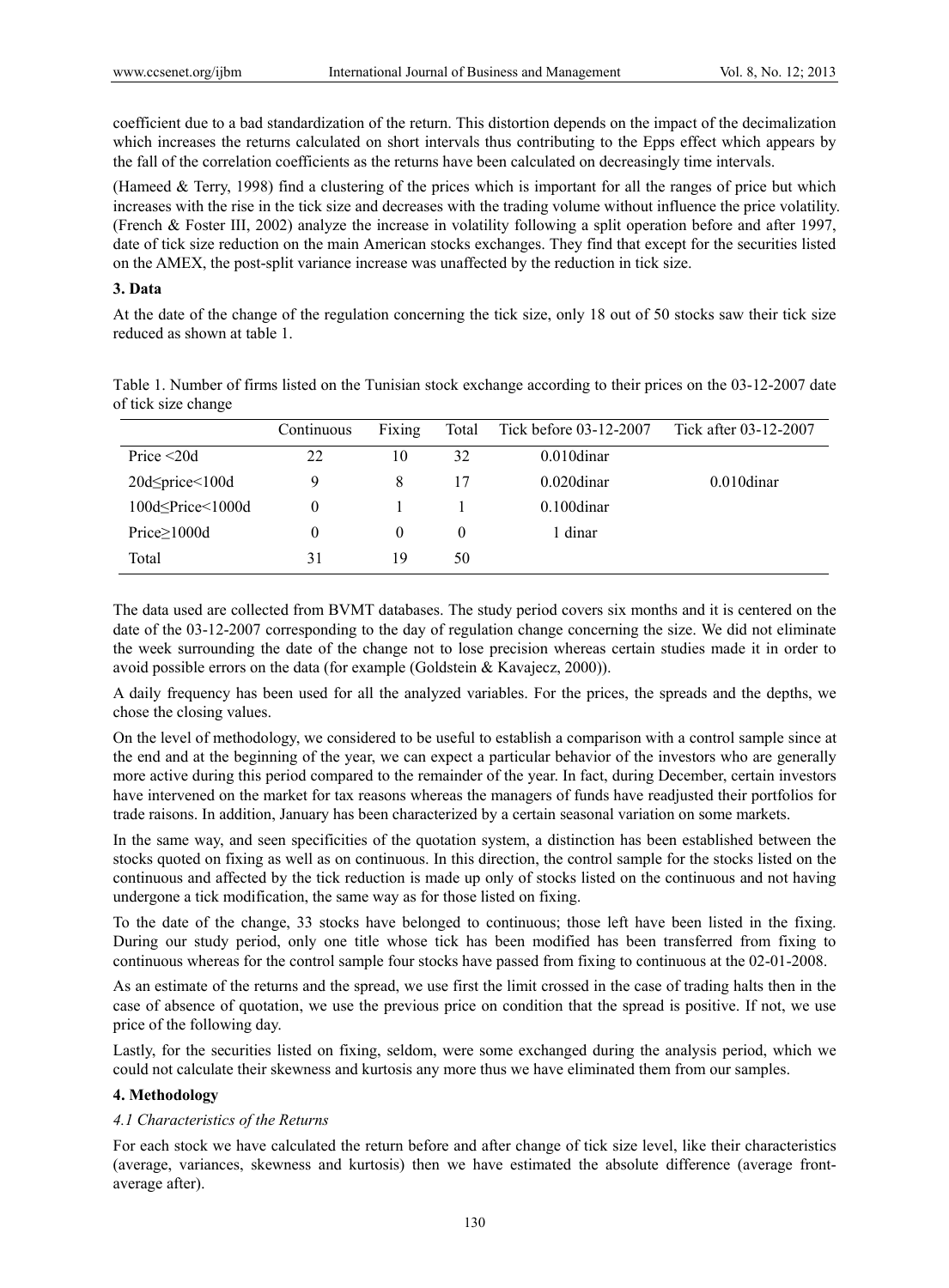coefficient due to a bad standardization of the return. This distortion depends on the impact of the decimalization which increases the returns calculated on short intervals thus contributing to the Epps effect which appears by the fall of the correlation coefficients as the returns have been calculated on decreasingly time intervals.

(Hameed & Terry, 1998) find a clustering of the prices which is important for all the ranges of price but which increases with the rise in the tick size and decreases with the trading volume without influence the price volatility. (French & Foster III, 2002) analyze the increase in volatility following a split operation before and after 1997, date of tick size reduction on the main American stocks exchanges. They find that except for the securities listed on the AMEX, the post-split variance increase was unaffected by the reduction in tick size.

### 3. Data

At the date of the change of the regulation concerning the tick size, only 18 out of 50 stocks saw their tick size reduced as shown at table 1.

Table 1. Number of firms listed on the Tunisian stock exchange according to their prices on the 03-12-2007 date of tick size change

| | Continuous | Fixing | Total | Tick before 03-12-2007 | Tick after 03-12-2007 |
|---|---|---|---|---|---|
| Price <20d | 22 | 10 | 32 | 0.010dinar | |
| 20d≤price<100d | 9 | 8 | 17 | 0.020dinar | 0.010dinar |
| 100d≤Price<1000d | 0 | 1 | 1 | 0.100dinar | |
| Price≥1000d | 0 | 0 | 0 | 1 dinar | |
| Total | 31 | 19 | 50 | | |

The data used are collected from BVMT databases. The study period covers six months and it is centered on the date of the 03-12-2007 corresponding to the day of regulation change concerning the size. We did not eliminate the week surrounding the date of the change not to lose precision whereas certain studies made it in order to avoid possible errors on the data (for example (Goldstein & Kavajecz, 2000)).

A daily frequency has been used for all the analyzed variables. For the prices, the spreads and the depths, we chose the closing values.

On the level of methodology, we considered to be useful to establish a comparison with a control sample since at the end and at the beginning of the year, we can expect a particular behavior of the investors who are generally more active during this period compared to the remainder of the year. In fact, during December, certain investors have intervened on the market for tax reasons whereas the managers of funds have readjusted their portfolios for trade raisons. In addition, January has been characterized by a certain seasonal variation on some markets.

In the same way, and seen specificities of the quotation system, a distinction has been established between the stocks quoted on fixing as well as on continuous. In this direction, the control sample for the stocks listed on the continuous and affected by the tick reduction is made up only of stocks listed on the continuous and not having undergone a tick modification, the same way as for those listed on fixing.

To the date of the change, 33 stocks have belonged to continuous; those left have been listed in the fixing. During our study period, only one title whose tick has been modified has been transferred from fixing to continuous whereas for the control sample four stocks have passed from fixing to continuous at the 02-01-2008.

As an estimate of the returns and the spread, we use first the limit crossed in the case of trading halts then in the case of absence of quotation, we use the previous price on condition that the spread is positive. If not, we use price of the following day.

Lastly, for the securities listed on fixing, seldom, were some exchanged during the analysis period, which we could not calculate their skewness and kurtosis any more thus we have eliminated them from our samples.

### 4. Methodology

#### *4.1 Characteristics of the Returns*

For each stock we have calculated the return before and after change of tick size level, like their characteristics (average, variances, skewness and kurtosis) then we have estimated the absolute difference (average front-average after).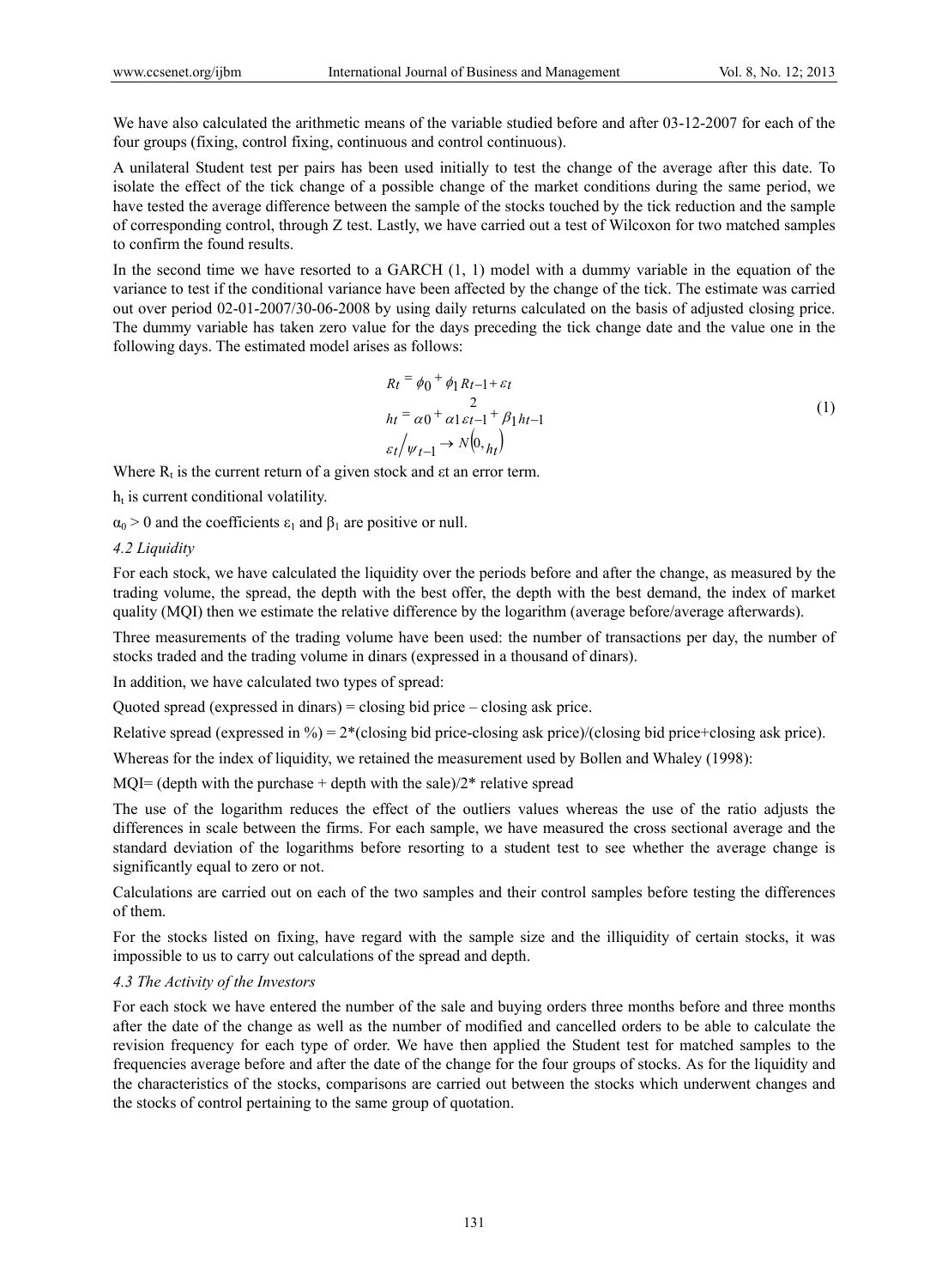We have also calculated the arithmetic means of the variable studied before and after 03-12-2007 for each of the four groups (fixing, control fixing, continuous and control continuous).

A unilateral Student test per pairs has been used initially to test the change of the average after this date. To isolate the effect of the tick change of a possible change of the market conditions during the same period, we have tested the average difference between the sample of the stocks touched by the tick reduction and the sample of corresponding control, through Z test. Lastly, we have carried out a test of Wilcoxon for two matched samples to confirm the found results.

In the second time we have resorted to a GARCH (1, 1) model with a dummy variable in the equation of the variance to test if the conditional variance have been affected by the change of the tick. The estimate was carried out over period 02-01-2007/30-06-2008 by using daily returns calculated on the basis of adjusted closing price. The dummy variable has taken zero value for the days preceding the tick change date and the value one in the following days. The estimated model arises as follows:

$$
\begin{aligned}
R_t &= \phi_0 + \phi_1 R_{t-1} + \varepsilon_t \\
h_t &= \alpha_0 + \alpha_1 \varepsilon_{t-1}^2 + \beta_1 h_{t-1} \\
\varepsilon_t / \psi_{t-1} &\rightarrow N(0, h_t)
\end{aligned}
\tag{1}
$$

Where $R_t$ is the current return of a given stock and $\varepsilon t$ an error term.

$h_t$ is current conditional volatility.

$\alpha_0 > 0$ and the coefficients $\varepsilon_1$ and $\beta_1$ are positive or null.

### 4.2 Liquidity

For each stock, we have calculated the liquidity over the periods before and after the change, as measured by the trading volume, the spread, the depth with the best offer, the depth with the best demand, the index of market quality (MQI) then we estimate the relative difference by the logarithm (average before/average afterwards).

Three measurements of the trading volume have been used: the number of transactions per day, the number of stocks traded and the trading volume in dinars (expressed in a thousand of dinars).

In addition, we have calculated two types of spread:

Quoted spread (expressed in dinars) = closing bid price – closing ask price.

Relative spread (expressed in %) = 2*(closing bid price-closing ask price)/(closing bid price+closing ask price).

Whereas for the index of liquidity, we retained the measurement used by Bollen and Whaley (1998):

MQI= (depth with the purchase + depth with the sale)/2* relative spread

The use of the logarithm reduces the effect of the outliers values whereas the use of the ratio adjusts the differences in scale between the firms. For each sample, we have measured the cross sectional average and the standard deviation of the logarithms before resorting to a student test to see whether the average change is significantly equal to zero or not.

Calculations are carried out on each of the two samples and their control samples before testing the differences of them.

For the stocks listed on fixing, have regard with the sample size and the illiquidity of certain stocks, it was impossible to us to carry out calculations of the spread and depth.

### 4.3 The Activity of the Investors

For each stock we have entered the number of the sale and buying orders three months before and three months after the date of the change as well as the number of modified and cancelled orders to be able to calculate the revision frequency for each type of order. We have then applied the Student test for matched samples to the frequencies average before and after the date of the change for the four groups of stocks. As for the liquidity and the characteristics of the stocks, comparisons are carried out between the stocks which underwent changes and the stocks of control pertaining to the same group of quotation.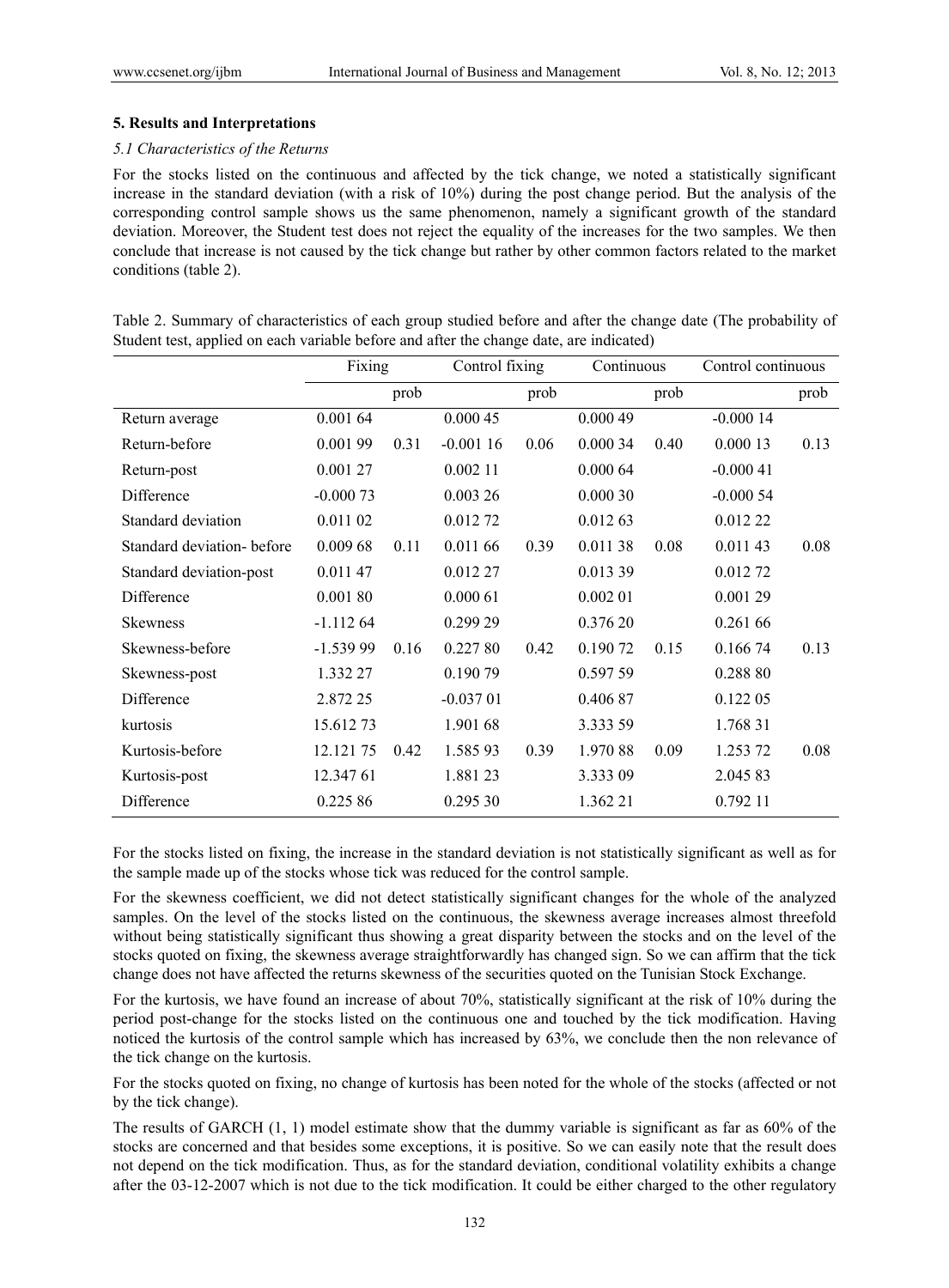## 5. Results and Interpretations

### *5.1 Characteristics of the Returns*

For the stocks listed on the continuous and affected by the tick change, we noted a statistically significant increase in the standard deviation (with a risk of 10%) during the post change period. But the analysis of the corresponding control sample shows us the same phenomenon, namely a significant growth of the standard deviation. Moreover, the Student test does not reject the equality of the increases for the two samples. We then conclude that increase is not caused by the tick change but rather by other common factors related to the market conditions (table 2).

Table 2. Summary of characteristics of each group studied before and after the change date (The probability of Student test, applied on each variable before and after the change date, are indicated)

| | Fixing | | Control fixing | | Continuous | | Control continuous | |
|---|---|---|---|---|---|---|---|---|
| | | prob | | prob | | prob | | prob |
| Return average | 0.001 64 | | 0.000 45 | | 0.000 49 | | -0.000 14 | |
| Return-before | 0.001 99 | 0.31 | -0.001 16 | 0.06 | 0.000 34 | 0.40 | 0.000 13 | 0.13 |
| Return-post | 0.001 27 | | 0.002 11 | | 0.000 64 | | -0.000 41 | |
| Difference | -0.000 73 | | 0.003 26 | | 0.000 30 | | -0.000 54 | |
| Standard deviation | 0.011 02 | | 0.012 72 | | 0.012 63 | | 0.012 22 | |
| Standard deviation- before | 0.009 68 | 0.11 | 0.011 66 | 0.39 | 0.011 38 | 0.08 | 0.011 43 | 0.08 |
| Standard deviation-post | 0.011 47 | | 0.012 27 | | 0.013 39 | | 0.012 72 | |
| Difference | 0.001 80 | | 0.000 61 | | 0.002 01 | | 0.001 29 | |
| Skewness | -1.112 64 | | 0.299 29 | | 0.376 20 | | 0.261 66 | |
| Skewness-before | -1.539 99 | 0.16 | 0.227 80 | 0.42 | 0.190 72 | 0.15 | 0.166 74 | 0.13 |
| Skewness-post | 1.332 27 | | 0.190 79 | | 0.597 59 | | 0.288 80 | |
| Difference | 2.872 25 | | -0.037 01 | | 0.406 87 | | 0.122 05 | |
| kurtosis | 15.612 73 | | 1.901 68 | | 3.333 59 | | 1.768 31 | |
| Kurtosis-before | 12.121 75 | 0.42 | 1.585 93 | 0.39 | 1.970 88 | 0.09 | 1.253 72 | 0.08 |
| Kurtosis-post | 12.347 61 | | 1.881 23 | | 3.333 09 | | 2.045 83 | |
| Difference | 0.225 86 | | 0.295 30 | | 1.362 21 | | 0.792 11 | |

For the stocks listed on fixing, the increase in the standard deviation is not statistically significant as well as for the sample made up of the stocks whose tick was reduced for the control sample.

For the skewness coefficient, we did not detect statistically significant changes for the whole of the analyzed samples. On the level of the stocks listed on the continuous, the skewness average increases almost threefold without being statistically significant thus showing a great disparity between the stocks and on the level of the stocks quoted on fixing, the skewness average straightforwardly has changed sign. So we can affirm that the tick change does not have affected the returns skewness of the securities quoted on the Tunisian Stock Exchange.

For the kurtosis, we have found an increase of about 70%, statistically significant at the risk of 10% during the period post-change for the stocks listed on the continuous one and touched by the tick modification. Having noticed the kurtosis of the control sample which has increased by 63%, we conclude then the non relevance of the tick change on the kurtosis.

For the stocks quoted on fixing, no change of kurtosis has been noted for the whole of the stocks (affected or not by the tick change).

The results of GARCH (1, 1) model estimate show that the dummy variable is significant as far as 60% of the stocks are concerned and that besides some exceptions, it is positive. So we can easily note that the result does not depend on the tick modification. Thus, as for the standard deviation, conditional volatility exhibits a change after the 03-12-2007 which is not due to the tick modification. It could be either charged to the other regulatory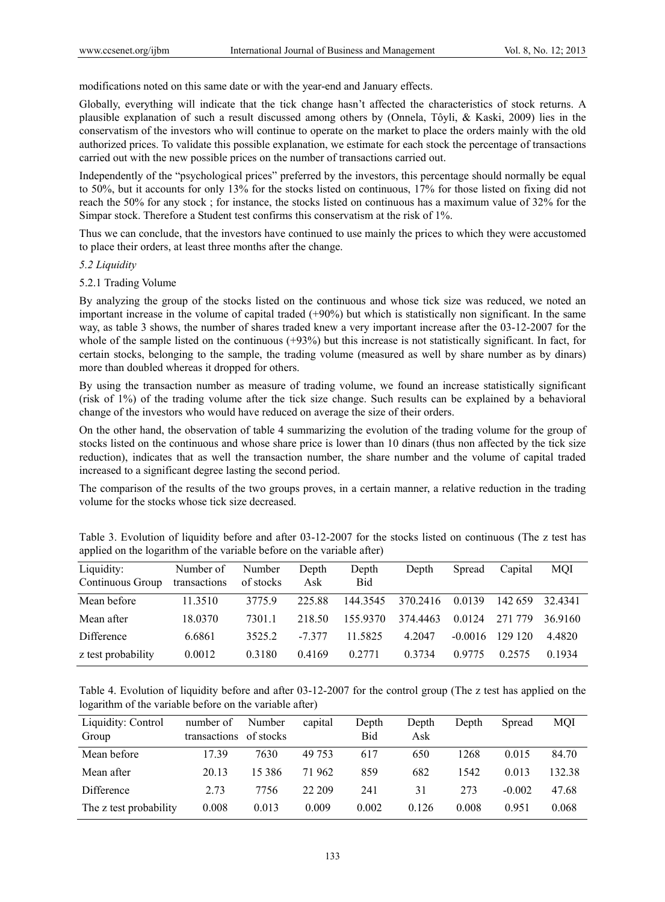modifications noted on this same date or with the year-end and January effects.

Globally, everything will indicate that the tick change hasn't affected the characteristics of stock returns. A plausible explanation of such a result discussed among others by (Onnela, Tôyli, & Kaski, 2009) lies in the conservatism of the investors who will continue to operate on the market to place the orders mainly with the old authorized prices. To validate this possible explanation, we estimate for each stock the percentage of transactions carried out with the new possible prices on the number of transactions carried out.

Independently of the "psychological prices" preferred by the investors, this percentage should normally be equal to 50%, but it accounts for only 13% for the stocks listed on continuous, 17% for those listed on fixing did not reach the 50% for any stock ; for instance, the stocks listed on continuous has a maximum value of 32% for the Simpar stock. Therefore a Student test confirms this conservatism at the risk of 1%.

Thus we can conclude, that the investors have continued to use mainly the prices to which they were accustomed to place their orders, at least three months after the change.

### *5.2 Liquidity*

#### 5.2.1 Trading Volume

By analyzing the group of the stocks listed on the continuous and whose tick size was reduced, we noted an important increase in the volume of capital traded (+90%) but which is statistically non significant. In the same way, as table 3 shows, the number of shares traded knew a very important increase after the 03-12-2007 for the whole of the sample listed on the continuous (+93%) but this increase is not statistically significant. In fact, for certain stocks, belonging to the sample, the trading volume (measured as well by share number as by dinars) more than doubled whereas it dropped for others.

By using the transaction number as measure of trading volume, we found an increase statistically significant (risk of 1%) of the trading volume after the tick size change. Such results can be explained by a behavioral change of the investors who would have reduced on average the size of their orders.

On the other hand, the observation of table 4 summarizing the evolution of the trading volume for the group of stocks listed on the continuous and whose share price is lower than 10 dinars (thus non affected by the tick size reduction), indicates that as well the transaction number, the share number and the volume of capital traded increased to a significant degree lasting the second period.

The comparison of the results of the two groups proves, in a certain manner, a relative reduction in the trading volume for the stocks whose tick size decreased.

Table 3. Evolution of liquidity before and after 03-12-2007 for the stocks listed on continuous (The z test has applied on the logarithm of the variable before on the variable after)

| Liquidity: Continuous Group | Number of transactions | Number of stocks | Depth Ask | Depth Bid | Depth | Spread | Capital | MQI |
|---|---|---|---|---|---|---|---|---|
| Mean before | 11.3510 | 3775.9 | 225.88 | 144.3545 | 370.2416 | 0.0139 | 142 659 | 32.4341 |
| Mean after | 18.0370 | 7301.1 | 218.50 | 155.9370 | 374.4463 | 0.0124 | 271 779 | 36.9160 |
| Difference | 6.6861 | 3525.2 | -7.377 | 11.5825 | 4.2047 | -0.0016 | 129 120 | 4.4820 |
| z test probability | 0.0012 | 0.3180 | 0.4169 | 0.2771 | 0.3734 | 0.9775 | 0.2575 | 0.1934 |

Table 4. Evolution of liquidity before and after 03-12-2007 for the control group (The z test has applied on the logarithm of the variable before on the variable after)

| Liquidity: Control Group | number of transactions | Number of stocks | capital | Depth Bid | Depth Ask | Depth | Spread | MQI |
|---|---|---|---|---|---|---|---|---|
| Mean before | 17.39 | 7630 | 49 753 | 617 | 650 | 1268 | 0.015 | 84.70 |
| Mean after | 20.13 | 15 386 | 71 962 | 859 | 682 | 1542 | 0.013 | 132.38 |
| Difference | 2.73 | 7756 | 22 209 | 241 | 31 | 273 | -0.002 | 47.68 |
| The z test probability | 0.008 | 0.013 | 0.009 | 0.002 | 0.126 | 0.008 | 0.951 | 0.068 |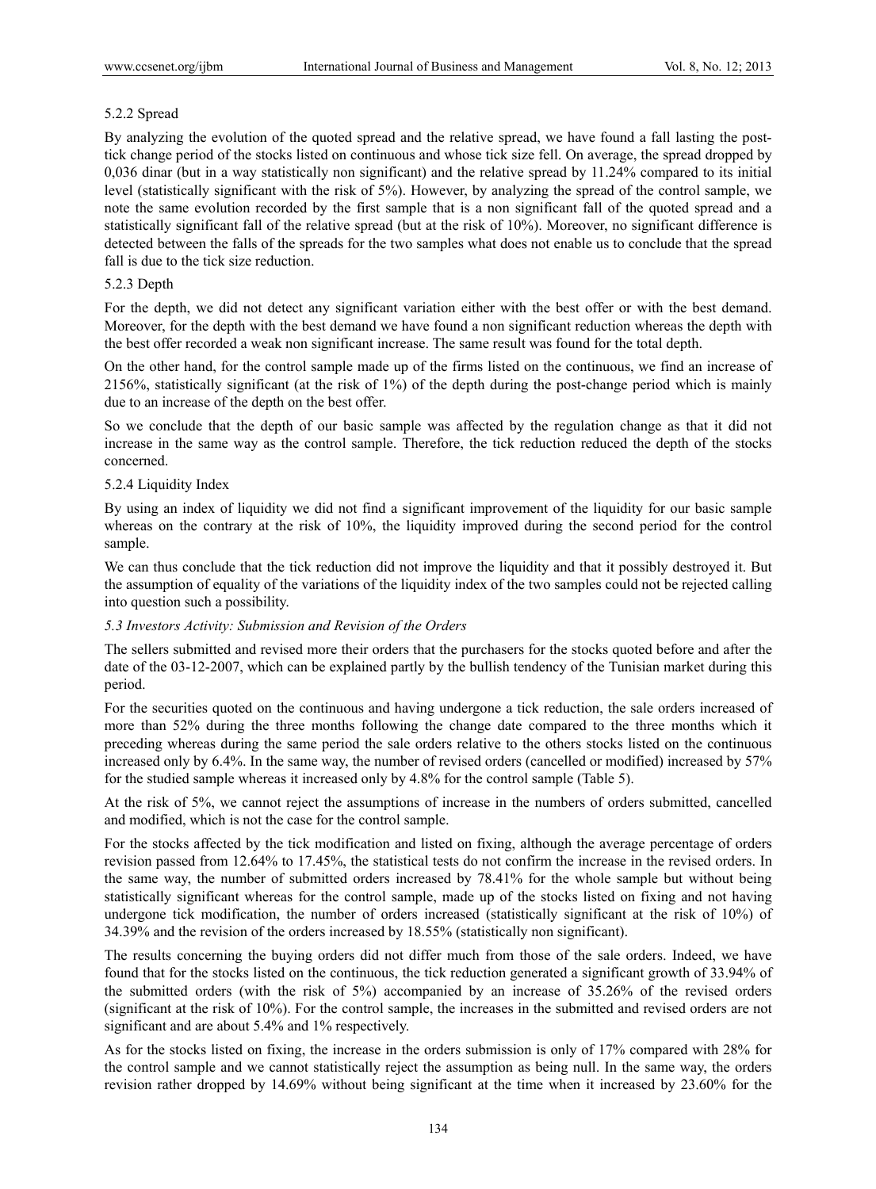#### 5.2.2 Spread

By analyzing the evolution of the quoted spread and the relative spread, we have found a fall lasting the post-tick change period of the stocks listed on continuous and whose tick size fell. On average, the spread dropped by 0,036 dinar (but in a way statistically non significant) and the relative spread by 11.24% compared to its initial level (statistically significant with the risk of 5%). However, by analyzing the spread of the control sample, we note the same evolution recorded by the first sample that is a non significant fall of the quoted spread and a statistically significant fall of the relative spread (but at the risk of 10%). Moreover, no significant difference is detected between the falls of the spreads for the two samples what does not enable us to conclude that the spread fall is due to the tick size reduction.

#### 5.2.3 Depth

For the depth, we did not detect any significant variation either with the best offer or with the best demand. Moreover, for the depth with the best demand we have found a non significant reduction whereas the depth with the best offer recorded a weak non significant increase. The same result was found for the total depth.

On the other hand, for the control sample made up of the firms listed on the continuous, we find an increase of 2156%, statistically significant (at the risk of 1%) of the depth during the post-change period which is mainly due to an increase of the depth on the best offer.

So we conclude that the depth of our basic sample was affected by the regulation change as that it did not increase in the same way as the control sample. Therefore, the tick reduction reduced the depth of the stocks concerned.

#### 5.2.4 Liquidity Index

By using an index of liquidity we did not find a significant improvement of the liquidity for our basic sample whereas on the contrary at the risk of 10%, the liquidity improved during the second period for the control sample.

We can thus conclude that the tick reduction did not improve the liquidity and that it possibly destroyed it. But the assumption of equality of the variations of the liquidity index of the two samples could not be rejected calling into question such a possibility.

### *5.3 Investors Activity: Submission and Revision of the Orders*

The sellers submitted and revised more their orders that the purchasers for the stocks quoted before and after the date of the 03-12-2007, which can be explained partly by the bullish tendency of the Tunisian market during this period.

For the securities quoted on the continuous and having undergone a tick reduction, the sale orders increased of more than 52% during the three months following the change date compared to the three months which it preceding whereas during the same period the sale orders relative to the others stocks listed on the continuous increased only by 6.4%. In the same way, the number of revised orders (cancelled or modified) increased by 57% for the studied sample whereas it increased only by 4.8% for the control sample (Table 5).

At the risk of 5%, we cannot reject the assumptions of increase in the numbers of orders submitted, cancelled and modified, which is not the case for the control sample.

For the stocks affected by the tick modification and listed on fixing, although the average percentage of orders revision passed from 12.64% to 17.45%, the statistical tests do not confirm the increase in the revised orders. In the same way, the number of submitted orders increased by 78.41% for the whole sample but without being statistically significant whereas for the control sample, made up of the stocks listed on fixing and not having undergone tick modification, the number of orders increased (statistically significant at the risk of 10%) of 34.39% and the revision of the orders increased by 18.55% (statistically non significant).

The results concerning the buying orders did not differ much from those of the sale orders. Indeed, we have found that for the stocks listed on the continuous, the tick reduction generated a significant growth of 33.94% of the submitted orders (with the risk of 5%) accompanied by an increase of 35.26% of the revised orders (significant at the risk of 10%). For the control sample, the increases in the submitted and revised orders are not significant and are about 5.4% and 1% respectively.

As for the stocks listed on fixing, the increase in the orders submission is only of 17% compared with 28% for the control sample and we cannot statistically reject the assumption as being null. In the same way, the orders revision rather dropped by 14.69% without being significant at the time when it increased by 23.60% for the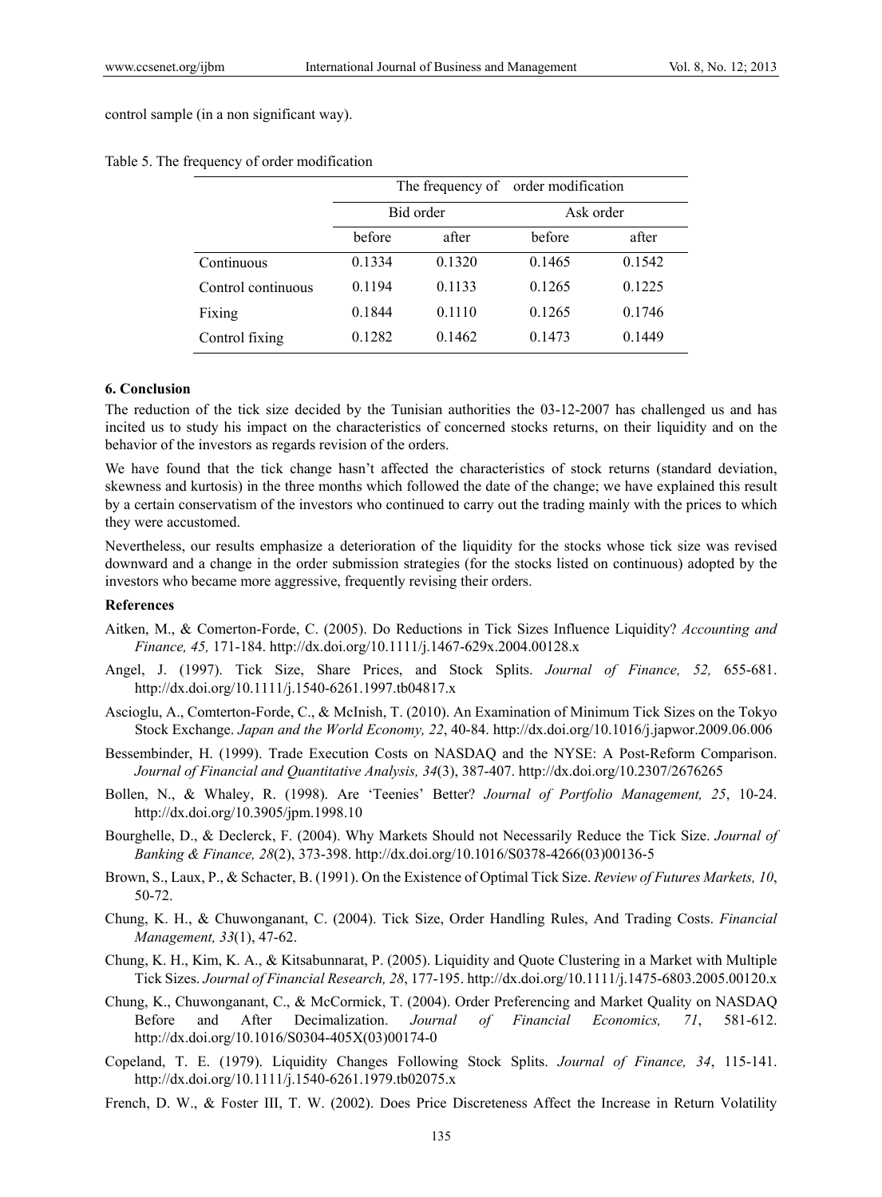control sample (in a non significant way).

Table 5. The frequency of order modification

| | The frequency of order modification | | | |
|---|---|---|---|---|
| | Bid order | | Ask order | |
| | before | after | before | after |
| Continuous | 0.1334 | 0.1320 | 0.1465 | 0.1542 |
| Control continuous | 0.1194 | 0.1133 | 0.1265 | 0.1225 |
| Fixing | 0.1844 | 0.1110 | 0.1265 | 0.1746 |
| Control fixing | 0.1282 | 0.1462 | 0.1473 | 0.1449 |

## 6. Conclusion

The reduction of the tick size decided by the Tunisian authorities the 03-12-2007 has challenged us and has incited us to study his impact on the characteristics of concerned stocks returns, on their liquidity and on the behavior of the investors as regards revision of the orders.

We have found that the tick change hasn't affected the characteristics of stock returns (standard deviation, skewness and kurtosis) in the three months which followed the date of the change; we have explained this result by a certain conservatism of the investors who continued to carry out the trading mainly with the prices to which they were accustomed.

Nevertheless, our results emphasize a deterioration of the liquidity for the stocks whose tick size was revised downward and a change in the order submission strategies (for the stocks listed on continuous) adopted by the investors who became more aggressive, frequently revising their orders.

## References

Aitken, M., & Comerton-Forde, C. (2005). Do Reductions in Tick Sizes Influence Liquidity? *Accounting and Finance, 45,* 171-184. http://dx.doi.org/10.1111/j.1467-629x.2004.00128.x

Angel, J. (1997). Tick Size, Share Prices, and Stock Splits. *Journal of Finance, 52,* 655-681. http://dx.doi.org/10.1111/j.1540-6261.1997.tb04817.x

Ascioglu, A., Comterton-Forde, C., & McInish, T. (2010). An Examination of Minimum Tick Sizes on the Tokyo Stock Exchange. *Japan and the World Economy, 22*, 40-84. http://dx.doi.org/10.1016/j.japwor.2009.06.006

Bessembinder, H. (1999). Trade Execution Costs on NASDAQ and the NYSE: A Post-Reform Comparison. *Journal of Financial and Quantitative Analysis, 34*(3), 387-407. http://dx.doi.org/10.2307/2676265

Bollen, N., & Whaley, R. (1998). Are 'Teenies' Better? *Journal of Portfolio Management, 25*, 10-24. http://dx.doi.org/10.3905/jpm.1998.10

Bourghelle, D., & Declerck, F. (2004). Why Markets Should not Necessarily Reduce the Tick Size. *Journal of Banking & Finance, 28*(2), 373-398. http://dx.doi.org/10.1016/S0378-4266(03)00136-5

Brown, S., Laux, P., & Schacter, B. (1991). On the Existence of Optimal Tick Size. *Review of Futures Markets, 10*, 50-72.

Chung, K. H., & Chuwonganant, C. (2004). Tick Size, Order Handling Rules, And Trading Costs. *Financial Management, 33*(1), 47-62.

Chung, K. H., Kim, K. A., & Kitsabunnarat, P. (2005). Liquidity and Quote Clustering in a Market with Multiple Tick Sizes. *Journal of Financial Research, 28*, 177-195. http://dx.doi.org/10.1111/j.1475-6803.2005.00120.x

Chung, K., Chuwonganant, C., & McCormick, T. (2004). Order Preferencing and Market Quality on NASDAQ Before and After Decimalization. *Journal of Financial Economics, 71*, 581-612. http://dx.doi.org/10.1016/S0304-405X(03)00174-0

Copeland, T. E. (1979). Liquidity Changes Following Stock Splits. *Journal of Finance, 34*, 115-141. http://dx.doi.org/10.1111/j.1540-6261.1979.tb02075.x

French, D. W., & Foster III, T. W. (2002). Does Price Discreteness Affect the Increase in Return Volatility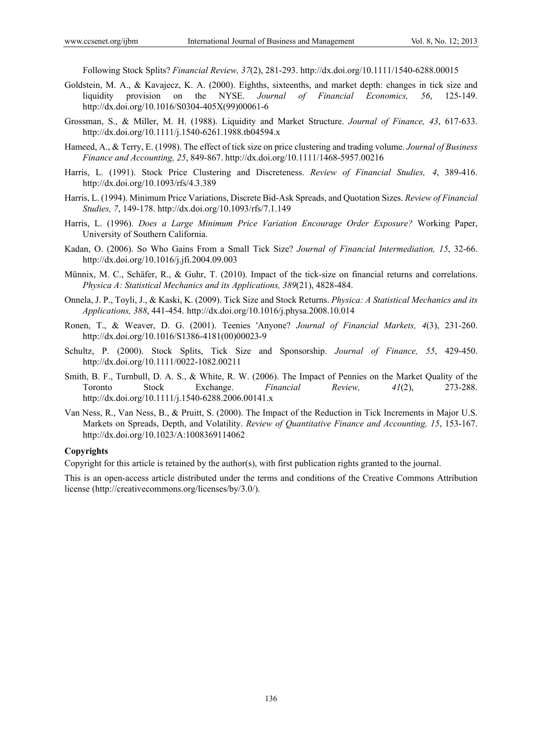Following Stock Splits? *Financial Review, 37*(2), 281-293. http://dx.doi.org/10.1111/1540-6288.00015

Goldstein, M. A., & Kavajecz, K. A. (2000). Eighths, sixteenths, and market depth: changes in tick size and liquidity provision on the NYSE. *Journal of Financial Economics, 56*, 125-149. http://dx.doi.org/10.1016/S0304-405X(99)00061-6

Grossman, S., & Miller, M. H. (1988). Liquidity and Market Structure. *Journal of Finance, 43*, 617-633. http://dx.doi.org/10.1111/j.1540-6261.1988.tb04594.x

Hameed, A., & Terry, E. (1998). The effect of tick size on price clustering and trading volume. *Journal of Business Finance and Accounting, 25*, 849-867. http://dx.doi.org/10.1111/1468-5957.00216

Harris, L. (1991). Stock Price Clustering and Discreteness. *Review of Financial Studies, 4*, 389-416. http://dx.doi.org/10.1093/rfs/4.3.389

Harris, L. (1994). Minimum Price Variations, Discrete Bid-Ask Spreads, and Quotation Sizes. *Review of Financial Studies, 7*, 149-178. http://dx.doi.org/10.1093/rfs/7.1.149

Harris, L. (1996). *Does a Large Minimum Price Variation Encourage Order Exposure?* Working Paper, University of Southern California.

Kadan, O. (2006). So Who Gains From a Small Tick Size? *Journal of Financial Intermediation, 15*, 32-66. http://dx.doi.org/10.1016/j.jfi.2004.09.003

Münnix, M. C., Schäfer, R., & Guhr, T. (2010). Impact of the tick-size on financial returns and correlations. *Physica A: Statistical Mechanics and its Applications, 389*(21), 4828-484.

Onnela, J. P., Toyli, J., & Kaski, K. (2009). Tick Size and Stock Returns. *Physica: A Statistical Mechanics and its Applications, 388*, 441-454. http://dx.doi.org/10.1016/j.physa.2008.10.014

Ronen, T., & Weaver, D. G. (2001). Teenies 'Anyone? *Journal of Financial Markets, 4*(3), 231-260. http://dx.doi.org/10.1016/S1386-4181(00)00023-9

Schultz, P. (2000). Stock Splits, Tick Size and Sponsorship. *Journal of Finance, 55*, 429-450. http://dx.doi.org/10.1111/0022-1082.00211

Smith, B. F., Turnbull, D. A. S., & White, R. W. (2006). The Impact of Pennies on the Market Quality of the Toronto Stock Exchange. *Financial Review, 41*(2), 273-288. http://dx.doi.org/10.1111/j.1540-6288.2006.00141.x

Van Ness, R., Van Ness, B., & Pruitt, S. (2000). The Impact of the Reduction in Tick Increments in Major U.S. Markets on Spreads, Depth, and Volatility. *Review of Quantitative Finance and Accounting, 15*, 153-167. http://dx.doi.org/10.1023/A:1008369114062

**Copyrights**

Copyright for this article is retained by the author(s), with first publication rights granted to the journal.

This is an open-access article distributed under the terms and conditions of the Creative Commons Attribution license (http://creativecommons.org/licenses/by/3.0/).